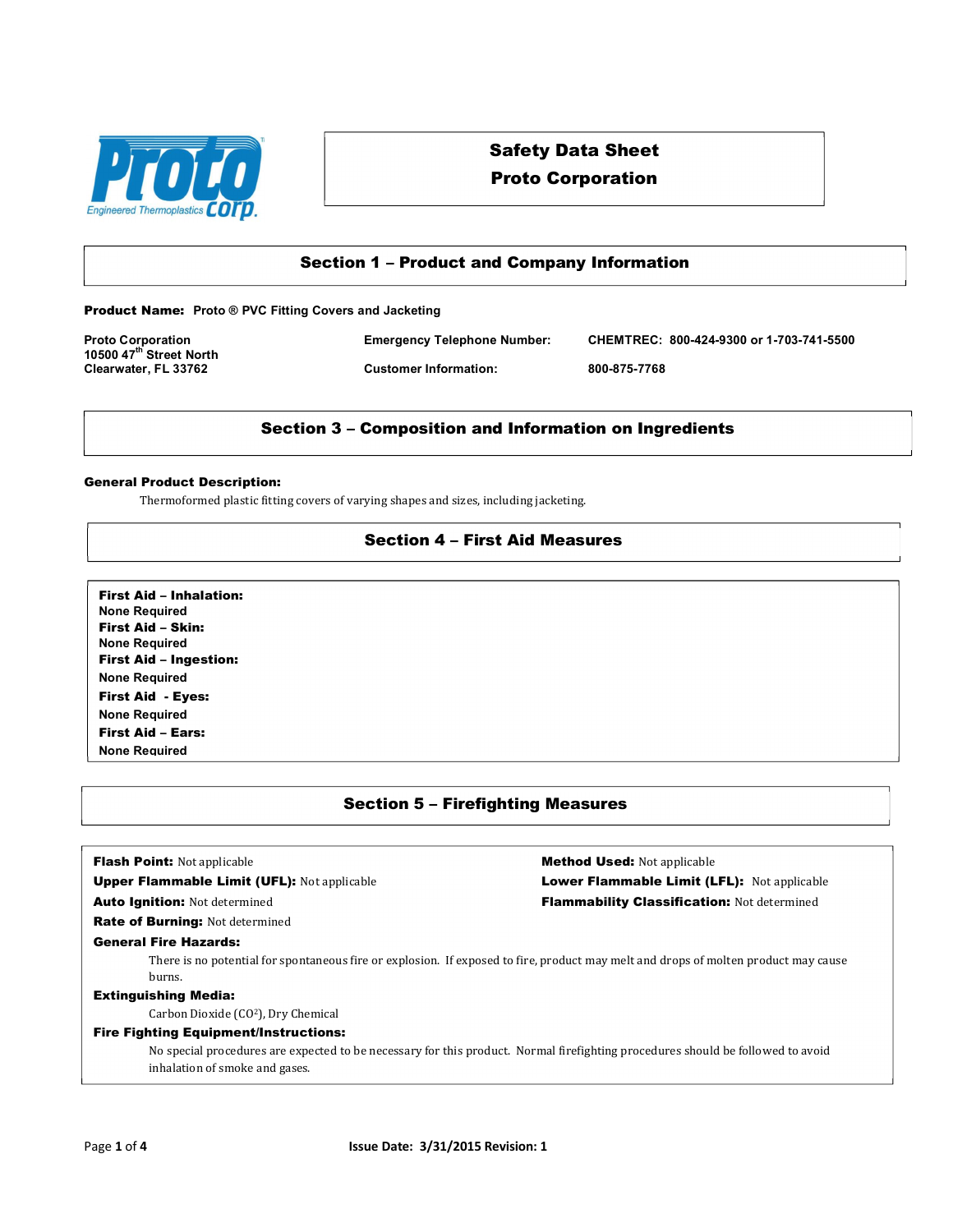# Safety Data Sheet
# Proto Corporation

## Section 1 – Product and Company Information

**Product Name:** Proto ® PVC Fitting Covers and Jacketing

Proto Corporation
10500 47th Street North
Clearwater, FL 33762

**Emergency Telephone Number:** CHEMTREC: 800-424-9300 or 1-703-741-5500

**Customer Information:** 800-875-7768

## Section 3 – Composition and Information on Ingredients

**General Product Description:**

Thermoformed plastic fitting covers of varying shapes and sizes, including jacketing.

## Section 4 – First Aid Measures

**First Aid – Inhalation:**
None Required

**First Aid – Skin:**
None Required

**First Aid – Ingestion:**
None Required

**First Aid - Eyes:**
None Required

**First Aid – Ears:**
None Required

## Section 5 – Firefighting Measures

**Flash Point:** Not applicable

**Method Used:** Not applicable

**Upper Flammable Limit (UFL):** Not applicable

**Lower Flammable Limit (LFL):** Not applicable

**Auto Ignition:** Not determined

**Flammability Classification:** Not determined

**Rate of Burning:** Not determined

**General Fire Hazards:**

There is no potential for spontaneous fire or explosion. If exposed to fire, product may melt and drops of molten product may cause burns.

**Extinguishing Media:**

Carbon Dioxide ($CO^2$), Dry Chemical

**Fire Fighting Equipment/Instructions:**

No special procedures are expected to be necessary for this product. Normal firefighting procedures should be followed to avoid inhalation of smoke and gases.

Issue Date: 3/31/2015 Revision: 1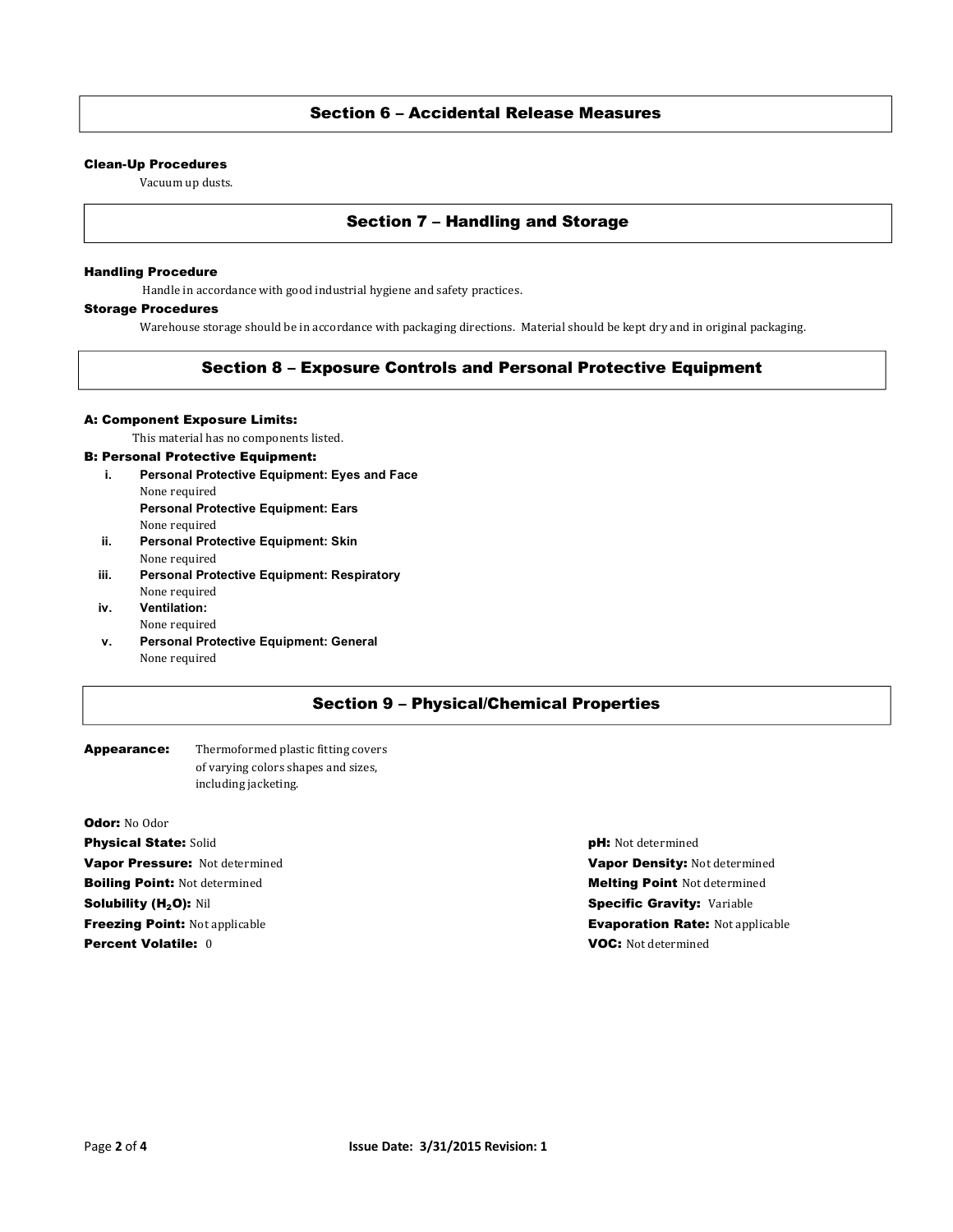## Section 6 – Accidental Release Measures

**Clean-Up Procedures**

Vacuum up dusts.

## Section 7 – Handling and Storage

**Handling Procedure**

Handle in accordance with good industrial hygiene and safety practices.

**Storage Procedures**

Warehouse storage should be in accordance with packaging directions. Material should be kept dry and in original packaging.

## Section 8 – Exposure Controls and Personal Protective Equipment

**A: Component Exposure Limits:**

This material has no components listed.

**B: Personal Protective Equipment:**

i. **Personal Protective Equipment: Eyes and Face**
   None required
   **Personal Protective Equipment: Ears**
   None required
ii. **Personal Protective Equipment: Skin**
   None required
iii. **Personal Protective Equipment: Respiratory**
   None required
iv. **Ventilation:**
   None required
v. **Personal Protective Equipment: General**
   None required

## Section 9 – Physical/Chemical Properties

**Appearance:** Thermoformed plastic fitting covers of varying colors shapes and sizes, including jacketing.

**Odor:** No Odor
**Physical State:** Solid
**Vapor Pressure:** Not determined
**Boiling Point:** Not determined
**Solubility ($H_2O$):** Nil
**Freezing Point:** Not applicable
**Percent Volatile:** 0

**pH:** Not determined
**Vapor Density:** Not determined
**Melting Point** Not determined
**Specific Gravity:** Variable
**Evaporation Rate:** Not applicable
**VOC:** Not determined

Issue Date: 3/31/2015 Revision: 1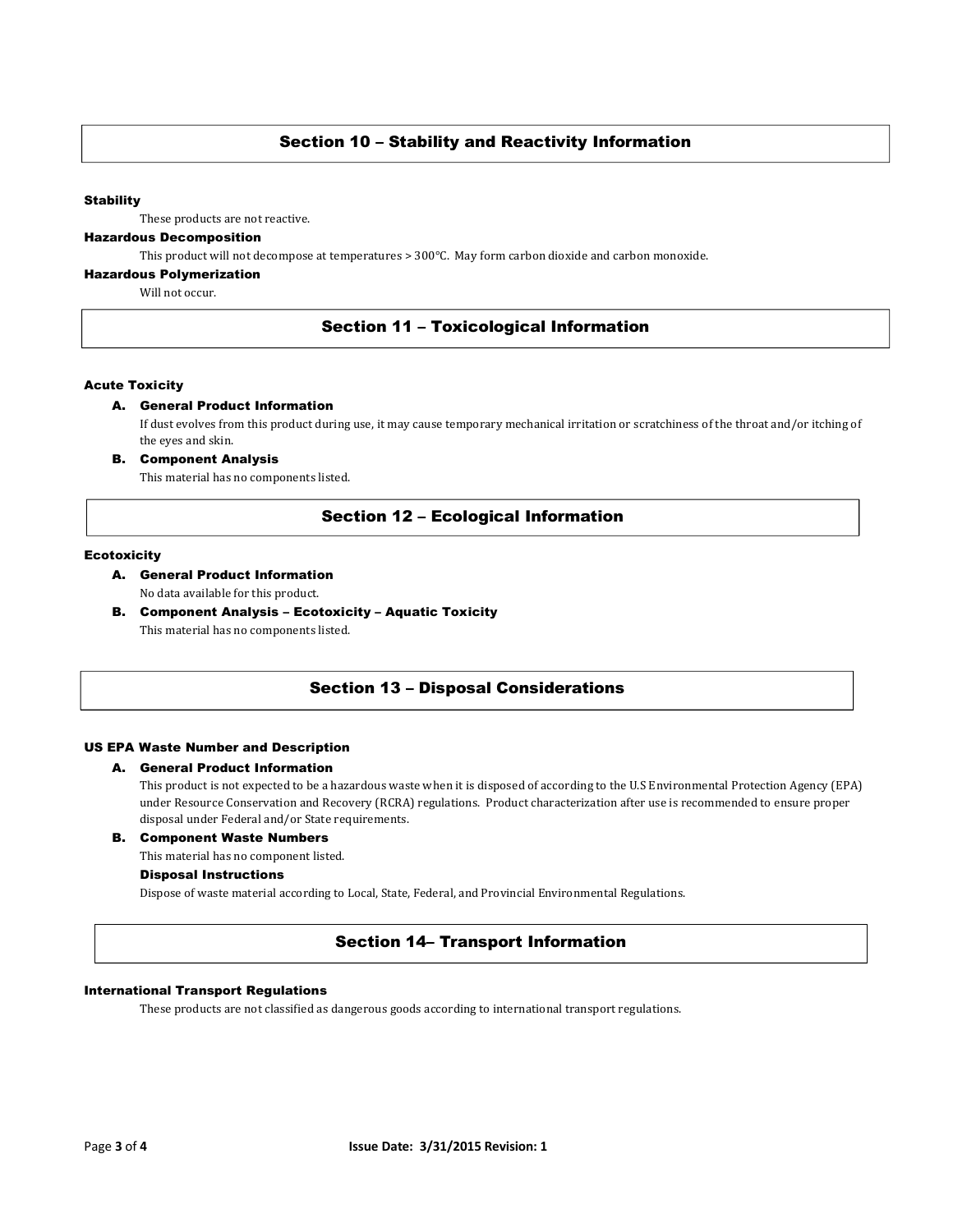## Section 10 – Stability and Reactivity Information

**Stability**

These products are not reactive.

**Hazardous Decomposition**

This product will not decompose at temperatures > 300°C. May form carbon dioxide and carbon monoxide.

**Hazardous Polymerization**

Will not occur.

## Section 11 – Toxicological Information

**Acute Toxicity**

**A. General Product Information**

If dust evolves from this product during use, it may cause temporary mechanical irritation or scratchiness of the throat and/or itching of the eyes and skin.

**B. Component Analysis**

This material has no components listed.

## Section 12 – Ecological Information

**Ecotoxicity**

**A. General Product Information**

No data available for this product.

**B. Component Analysis – Ecotoxicity – Aquatic Toxicity**

This material has no components listed.

## Section 13 – Disposal Considerations

**US EPA Waste Number and Description**

**A. General Product Information**

This product is not expected to be a hazardous waste when it is disposed of according to the U.S Environmental Protection Agency (EPA) under Resource Conservation and Recovery (RCRA) regulations. Product characterization after use is recommended to ensure proper disposal under Federal and/or State requirements.

**B. Component Waste Numbers**

This material has no component listed.

**Disposal Instructions**

Dispose of waste material according to Local, State, Federal, and Provincial Environmental Regulations.

## Section 14– Transport Information

**International Transport Regulations**

These products are not classified as dangerous goods according to international transport regulations.

Issue Date: 3/31/2015 Revision: 1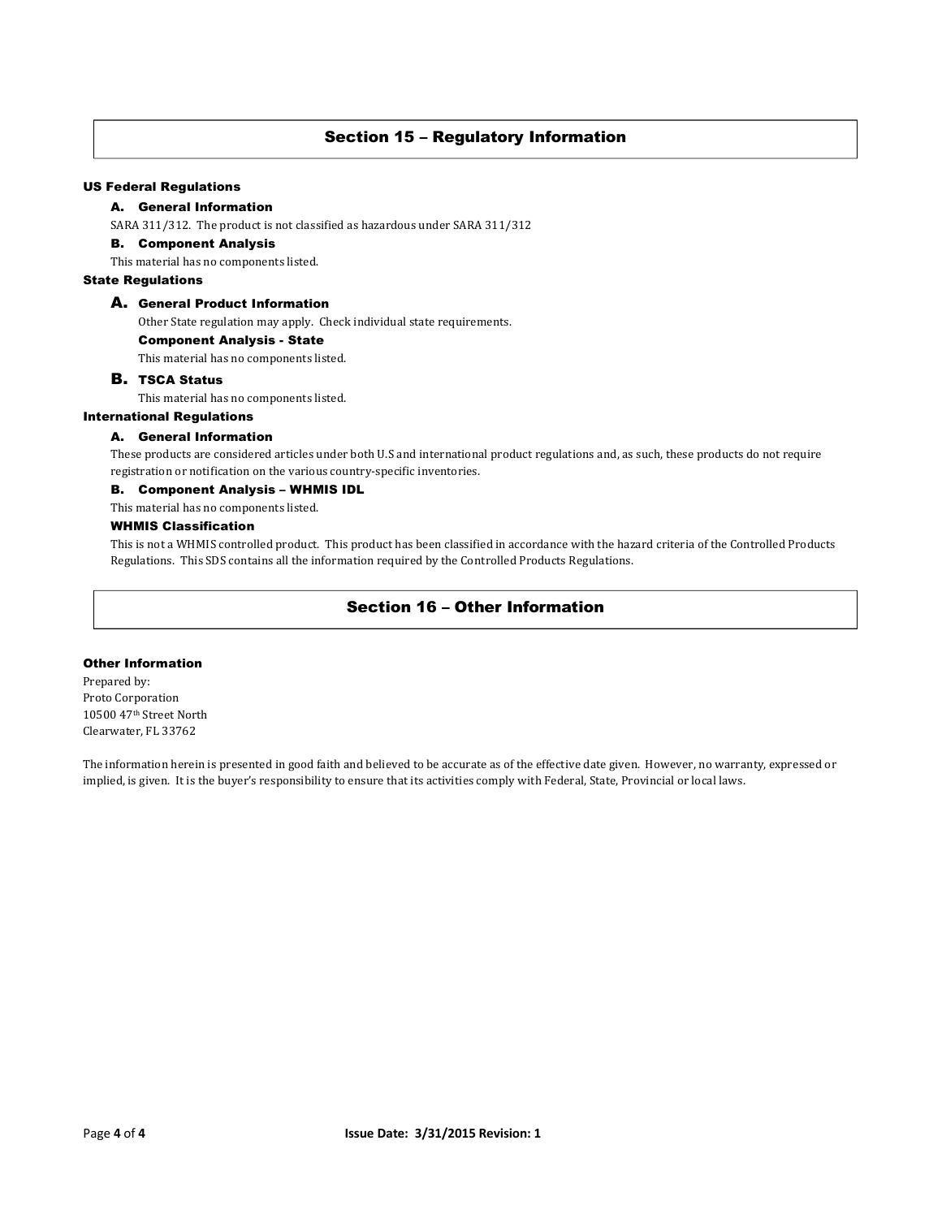## Section 15 – Regulatory Information

### US Federal Regulations

#### A. General Information

SARA 311/312. The product is not classified as hazardous under SARA 311/312

#### B. Component Analysis

This material has no components listed.

### State Regulations

#### A. General Product Information

Other State regulation may apply. Check individual state requirements.

**Component Analysis - State**

This material has no components listed.

#### B. TSCA Status

This material has no components listed.

### International Regulations

#### A. General Information

These products are considered articles under both U.S and international product regulations and, as such, these products do not require registration or notification on the various country-specific inventories.

#### B. Component Analysis – WHMIS IDL

This material has no components listed.

**WHMIS Classification**

This is not a WHMIS controlled product. This product has been classified in accordance with the hazard criteria of the Controlled Products Regulations. This SDS contains all the information required by the Controlled Products Regulations.

## Section 16 – Other Information

### Other Information

Prepared by:
Proto Corporation
10500 47th Street North
Clearwater, FL 33762

The information herein is presented in good faith and believed to be accurate as of the effective date given. However, no warranty, expressed or implied, is given. It is the buyer's responsibility to ensure that its activities comply with Federal, State, Provincial or local laws.

Issue Date: 3/31/2015 Revision: 1